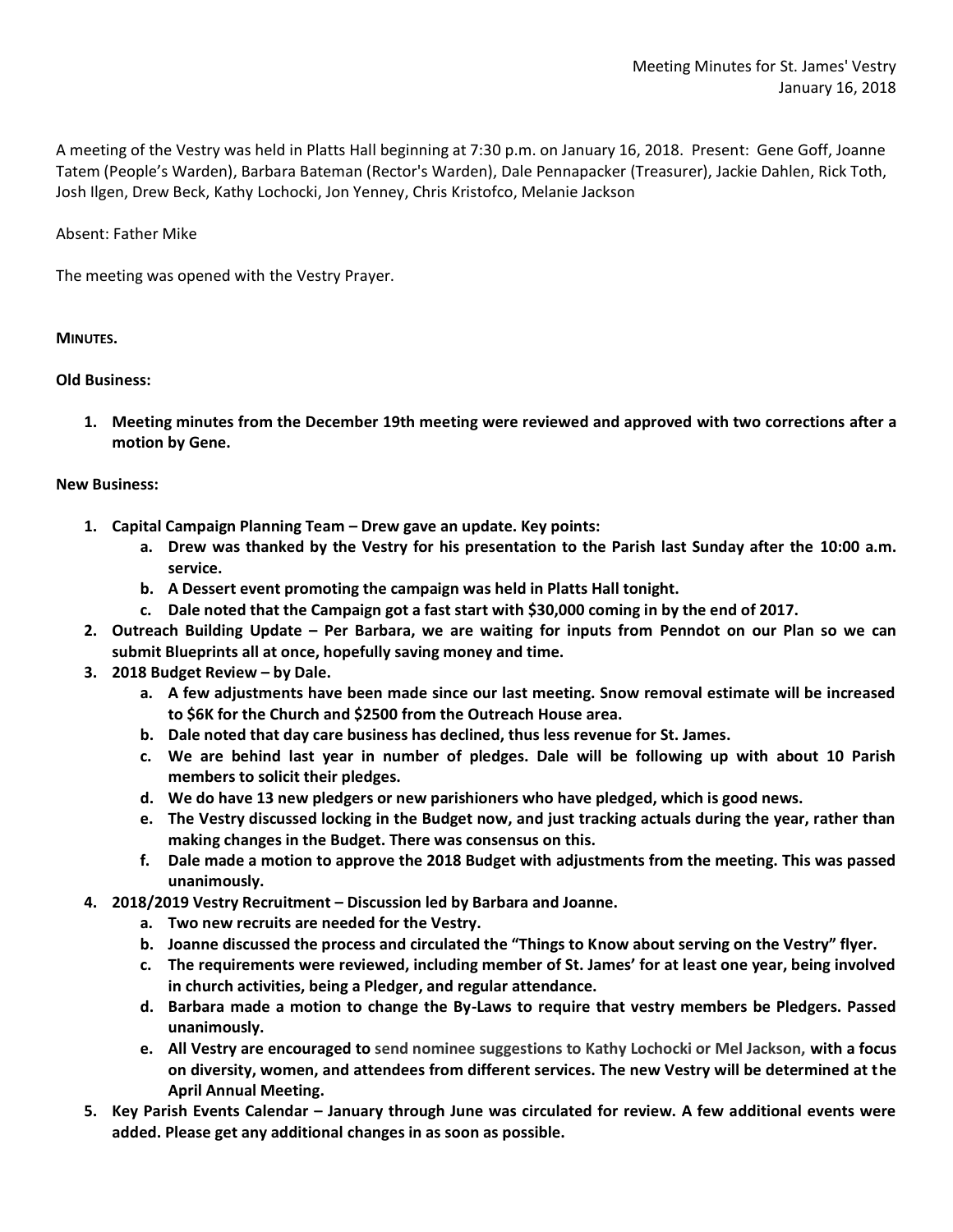Meeting Minutes for St. James' Vestry
January 16, 2018

A meeting of the Vestry was held in Platts Hall beginning at 7:30 p.m. on January 16, 2018. Present: Gene Goff, Joanne Tatem (People's Warden), Barbara Bateman (Rector's Warden), Dale Pennapacker (Treasurer), Jackie Dahlen, Rick Toth, Josh Ilgen, Drew Beck, Kathy Lochocki, Jon Yenney, Chris Kristofco, Melanie Jackson

Absent: Father Mike

The meeting was opened with the Vestry Prayer.

**MINUTES.**

**Old Business:**

1. **Meeting minutes from the December 19th meeting were reviewed and approved with two corrections after a motion by Gene.**

**New Business:**

1. **Capital Campaign Planning Team – Drew gave an update. Key points:**
   a. **Drew was thanked by the Vestry for his presentation to the Parish last Sunday after the 10:00 a.m. service.**
   b. **A Dessert event promoting the campaign was held in Platts Hall tonight.**
   c. **Dale noted that the Campaign got a fast start with $30,000 coming in by the end of 2017.**
2. **Outreach Building Update – Per Barbara, we are waiting for inputs from Penndot on our Plan so we can submit Blueprints all at once, hopefully saving money and time.**
3. **2018 Budget Review – by Dale.**
   a. **A few adjustments have been made since our last meeting. Snow removal estimate will be increased to $6K for the Church and $2500 from the Outreach House area.**
   b. **Dale noted that day care business has declined, thus less revenue for St. James.**
   c. **We are behind last year in number of pledges. Dale will be following up with about 10 Parish members to solicit their pledges.**
   d. **We do have 13 new pledgers or new parishioners who have pledged, which is good news.**
   e. **The Vestry discussed locking in the Budget now, and just tracking actuals during the year, rather than making changes in the Budget. There was consensus on this.**
   f. **Dale made a motion to approve the 2018 Budget with adjustments from the meeting. This was passed unanimously.**
4. **2018/2019 Vestry Recruitment – Discussion led by Barbara and Joanne.**
   a. **Two new recruits are needed for the Vestry.**
   b. **Joanne discussed the process and circulated the "Things to Know about serving on the Vestry" flyer.**
   c. **The requirements were reviewed, including member of St. James' for at least one year, being involved in church activities, being a Pledger, and regular attendance.**
   d. **Barbara made a motion to change the By-Laws to require that vestry members be Pledgers. Passed unanimously.**
   e. **All Vestry are encouraged to send nominee suggestions to Kathy Lochocki or Mel Jackson, with a focus on diversity, women, and attendees from different services. The new Vestry will be determined at the April Annual Meeting.**
5. **Key Parish Events Calendar – January through June was circulated for review. A few additional events were added. Please get any additional changes in as soon as possible.**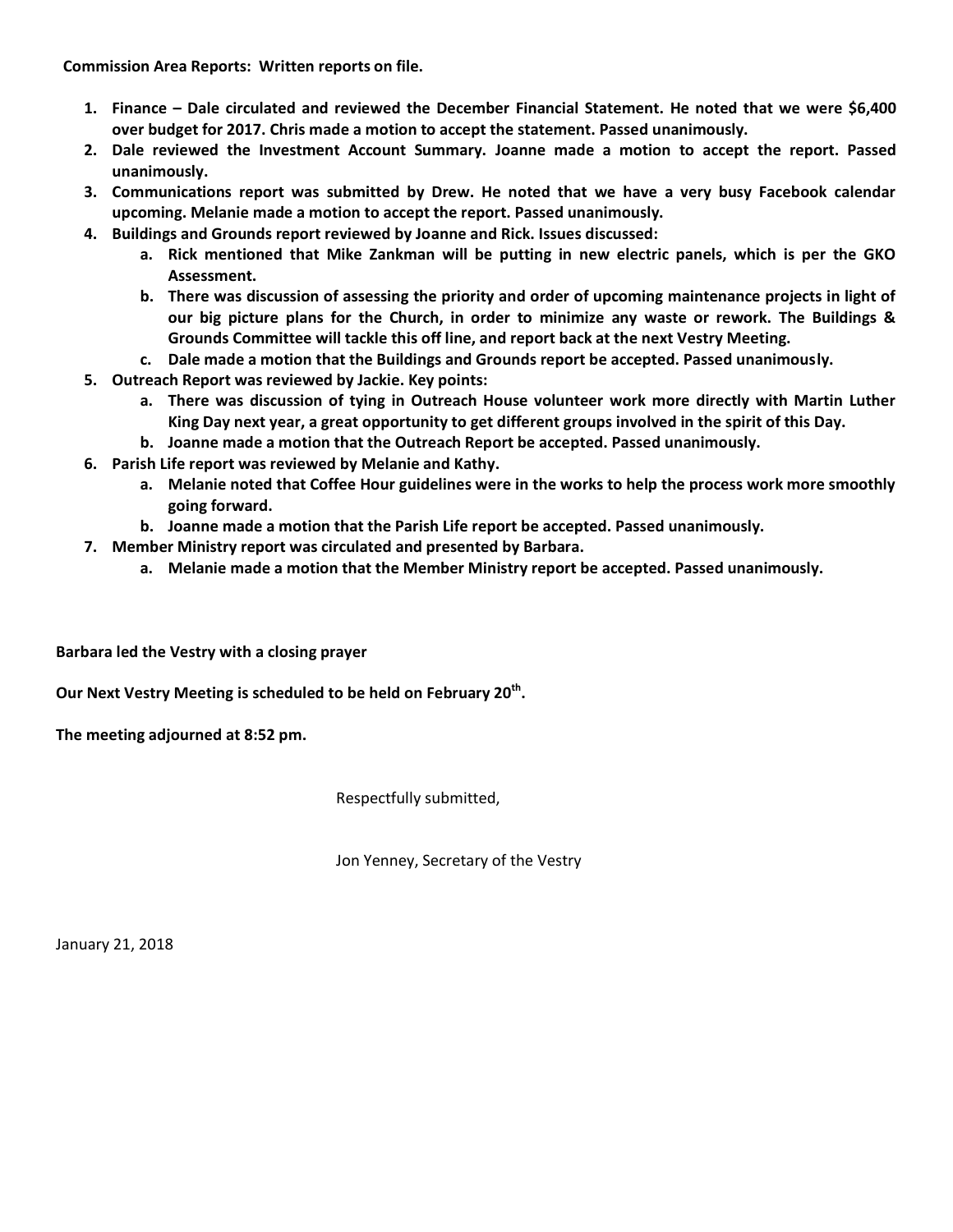**Commission Area Reports: Written reports on file.**

1. **Finance – Dale circulated and reviewed the December Financial Statement. He noted that we were $6,400 over budget for 2017. Chris made a motion to accept the statement. Passed unanimously.**
2. **Dale reviewed the Investment Account Summary. Joanne made a motion to accept the report. Passed unanimously.**
3. **Communications report was submitted by Drew. He noted that we have a very busy Facebook calendar upcoming. Melanie made a motion to accept the report. Passed unanimously.**
4. **Buildings and Grounds report reviewed by Joanne and Rick. Issues discussed:**
   a. **Rick mentioned that Mike Zankman will be putting in new electric panels, which is per the GKO Assessment.**
   b. **There was discussion of assessing the priority and order of upcoming maintenance projects in light of our big picture plans for the Church, in order to minimize any waste or rework. The Buildings & Grounds Committee will tackle this off line, and report back at the next Vestry Meeting.**
   c. **Dale made a motion that the Buildings and Grounds report be accepted. Passed unanimously.**
5. **Outreach Report was reviewed by Jackie. Key points:**
   a. **There was discussion of tying in Outreach House volunteer work more directly with Martin Luther King Day next year, a great opportunity to get different groups involved in the spirit of this Day.**
   b. **Joanne made a motion that the Outreach Report be accepted. Passed unanimously.**
6. **Parish Life report was reviewed by Melanie and Kathy.**
   a. **Melanie noted that Coffee Hour guidelines were in the works to help the process work more smoothly going forward.**
   b. **Joanne made a motion that the Parish Life report be accepted. Passed unanimously.**
7. **Member Ministry report was circulated and presented by Barbara.**
   a. **Melanie made a motion that the Member Ministry report be accepted. Passed unanimously.**

**Barbara led the Vestry with a closing prayer**

**Our Next Vestry Meeting is scheduled to be held on February 20th.**

**The meeting adjourned at 8:52 pm.**

Respectfully submitted,

Jon Yenney, Secretary of the Vestry

January 21, 2018